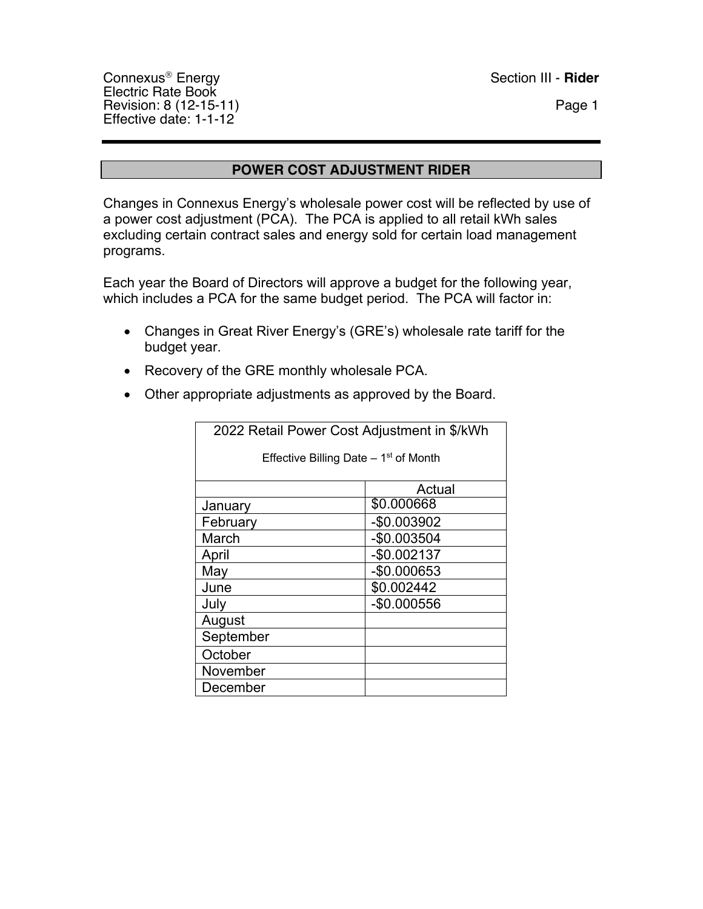Connexus® Energy
Electric Rate Book
Revision: 8 (12-15-11)
Effective date: 1-1-12

Section III - **Rider**

## POWER COST ADJUSTMENT RIDER

Changes in Connexus Energy's wholesale power cost will be reflected by use of a power cost adjustment (PCA). The PCA is applied to all retail kWh sales excluding certain contract sales and energy sold for certain load management programs.

Each year the Board of Directors will approve a budget for the following year, which includes a PCA for the same budget period. The PCA will factor in:

- Changes in Great River Energy's (GRE's) wholesale rate tariff for the budget year.
- Recovery of the GRE monthly wholesale PCA.
- Other appropriate adjustments as approved by the Board.

| 2022 Retail Power Cost Adjustment in \$/kWh<br>Effective Billing Date – 1st of Month | |
|---|---|
| | Actual |
| January | \$0.000668 |
| February | -\$0.003902 |
| March | -\$0.003504 |
| April | -\$0.002137 |
| May | -\$0.000653 |
| June | \$0.002442 |
| July | -\$0.000556 |
| August | |
| September | |
| October | |
| November | |
| December | |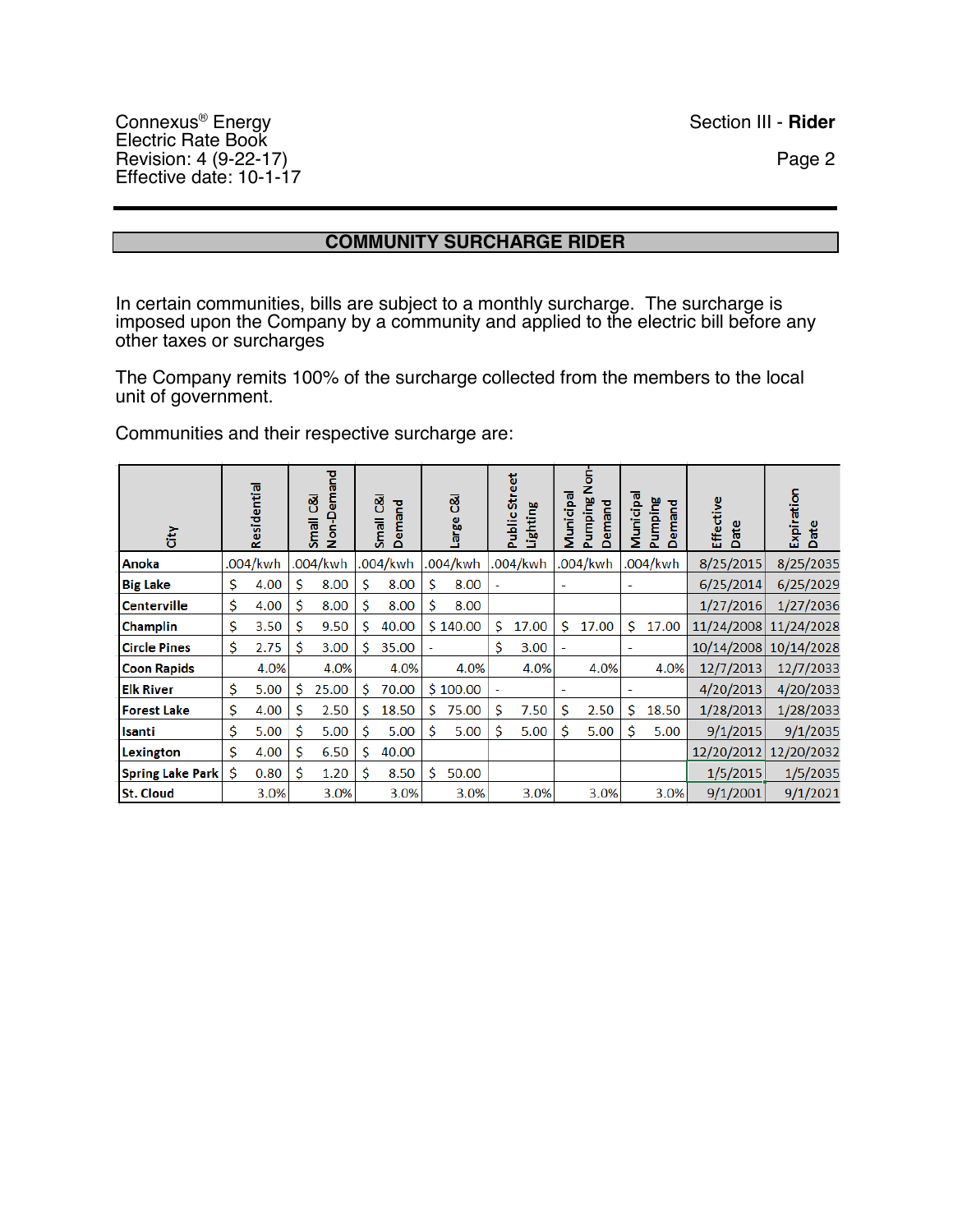Connexus® Energy
Electric Rate Book
Revision: 4 (9-22-17)
Effective date: 10-1-17

Section III - **Rider**

## COMMUNITY SURCHARGE RIDER

In certain communities, bills are subject to a monthly surcharge. The surcharge is imposed upon the Company by a community and applied to the electric bill before any other taxes or surcharges

The Company remits 100% of the surcharge collected from the members to the local unit of government.

Communities and their respective surcharge are:

| City | Residential | Small C&I Non-Demand | Small C&I Demand | Large C&I | Public Street Lighting | Municipal Pumping Non-Demand | Municipal Pumping Demand | Effective Date | Expiration Date |
|---|---|---|---|---|---|---|---|---|---|
| **Anoka** | .004/kwh | .004/kwh | .004/kwh | .004/kwh | .004/kwh | .004/kwh | .004/kwh | 8/25/2015 | 8/25/2035 |
| **Big Lake** | $ 4.00 | $ 8.00 | $ 8.00 | $ 8.00 | - | - | - | 6/25/2014 | 6/25/2029 |
| **Centerville** | $ 4.00 | $ 8.00 | $ 8.00 | $ 8.00 | | | | 1/27/2016 | 1/27/2036 |
| **Champlin** | $ 3.50 | $ 9.50 | $ 40.00 | $ 140.00 | $ 17.00 | $ 17.00 | $ 17.00 | 11/24/2008 | 11/24/2028 |
| **Circle Pines** | $ 2.75 | $ 3.00 | $ 35.00 | - | $ 3.00 | - | - | 10/14/2008 | 10/14/2028 |
| **Coon Rapids** | 4.0% | 4.0% | 4.0% | 4.0% | 4.0% | 4.0% | 4.0% | 12/7/2013 | 12/7/2033 |
| **Elk River** | $ 5.00 | $ 25.00 | $ 70.00 | $ 100.00 | - | - | - | 4/20/2013 | 4/20/2033 |
| **Forest Lake** | $ 4.00 | $ 2.50 | $ 18.50 | $ 75.00 | $ 7.50 | $ 2.50 | $ 18.50 | 1/28/2013 | 1/28/2033 |
| **Isanti** | $ 5.00 | $ 5.00 | $ 5.00 | $ 5.00 | $ 5.00 | $ 5.00 | $ 5.00 | 9/1/2015 | 9/1/2035 |
| **Lexington** | $ 4.00 | $ 6.50 | $ 40.00 | | | | | 12/20/2012 | 12/20/2032 |
| **Spring Lake Park** | $ 0.80 | $ 1.20 | $ 8.50 | $ 50.00 | | | | 1/5/2015 | 1/5/2035 |
| **St. Cloud** | 3.0% | 3.0% | 3.0% | 3.0% | 3.0% | 3.0% | 3.0% | 9/1/2001 | 9/1/2021 |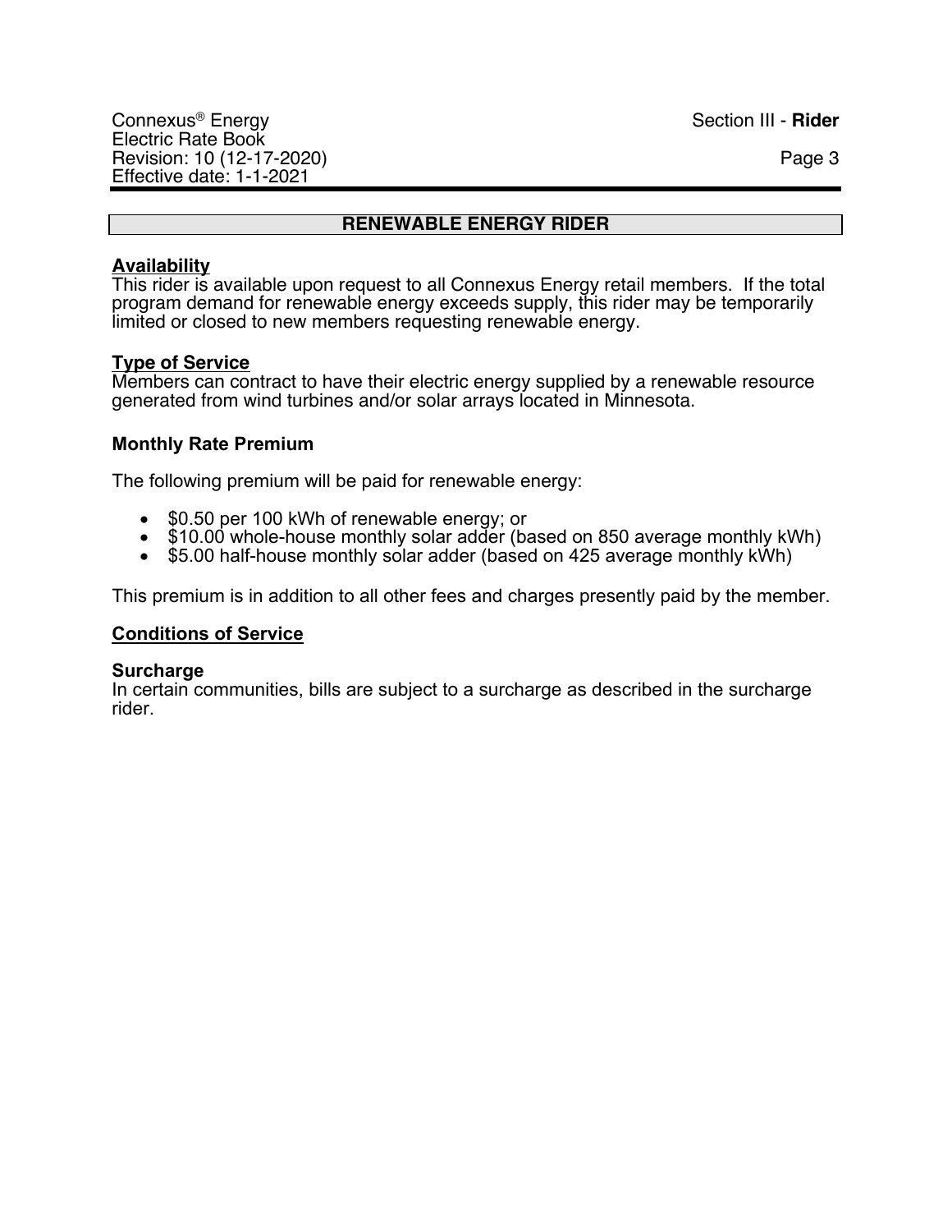## RENEWABLE ENERGY RIDER

**Availability**

This rider is available upon request to all Connexus Energy retail members. If the total program demand for renewable energy exceeds supply, this rider may be temporarily limited or closed to new members requesting renewable energy.

**Type of Service**

Members can contract to have their electric energy supplied by a renewable resource generated from wind turbines and/or solar arrays located in Minnesota.

**Monthly Rate Premium**

The following premium will be paid for renewable energy:

- $0.50 per 100 kWh of renewable energy; or
- $10.00 whole-house monthly solar adder (based on 850 average monthly kWh)
- $5.00 half-house monthly solar adder (based on 425 average monthly kWh)

This premium is in addition to all other fees and charges presently paid by the member.

**Conditions of Service**

**Surcharge**

In certain communities, bills are subject to a surcharge as described in the surcharge rider.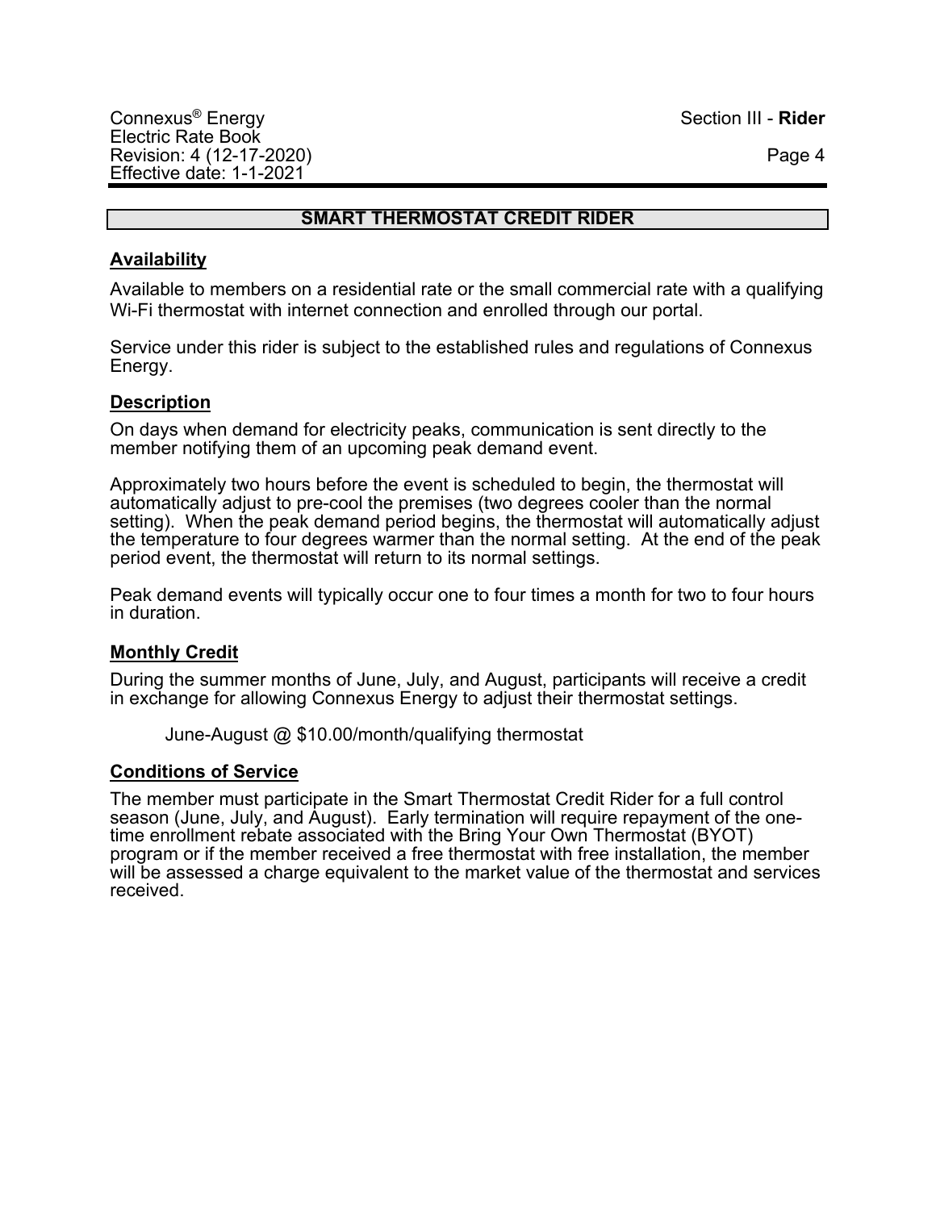## SMART THERMOSTAT CREDIT RIDER

### Availability

Available to members on a residential rate or the small commercial rate with a qualifying Wi-Fi thermostat with internet connection and enrolled through our portal.

Service under this rider is subject to the established rules and regulations of Connexus Energy.

### Description

On days when demand for electricity peaks, communication is sent directly to the member notifying them of an upcoming peak demand event.

Approximately two hours before the event is scheduled to begin, the thermostat will automatically adjust to pre-cool the premises (two degrees cooler than the normal setting). When the peak demand period begins, the thermostat will automatically adjust the temperature to four degrees warmer than the normal setting. At the end of the peak period event, the thermostat will return to its normal settings.

Peak demand events will typically occur one to four times a month for two to four hours in duration.

### Monthly Credit

During the summer months of June, July, and August, participants will receive a credit in exchange for allowing Connexus Energy to adjust their thermostat settings.

June-August @ $10.00/month/qualifying thermostat

### Conditions of Service

The member must participate in the Smart Thermostat Credit Rider for a full control season (June, July, and August). Early termination will require repayment of the one-time enrollment rebate associated with the Bring Your Own Thermostat (BYOT) program or if the member received a free thermostat with free installation, the member will be assessed a charge equivalent to the market value of the thermostat and services received.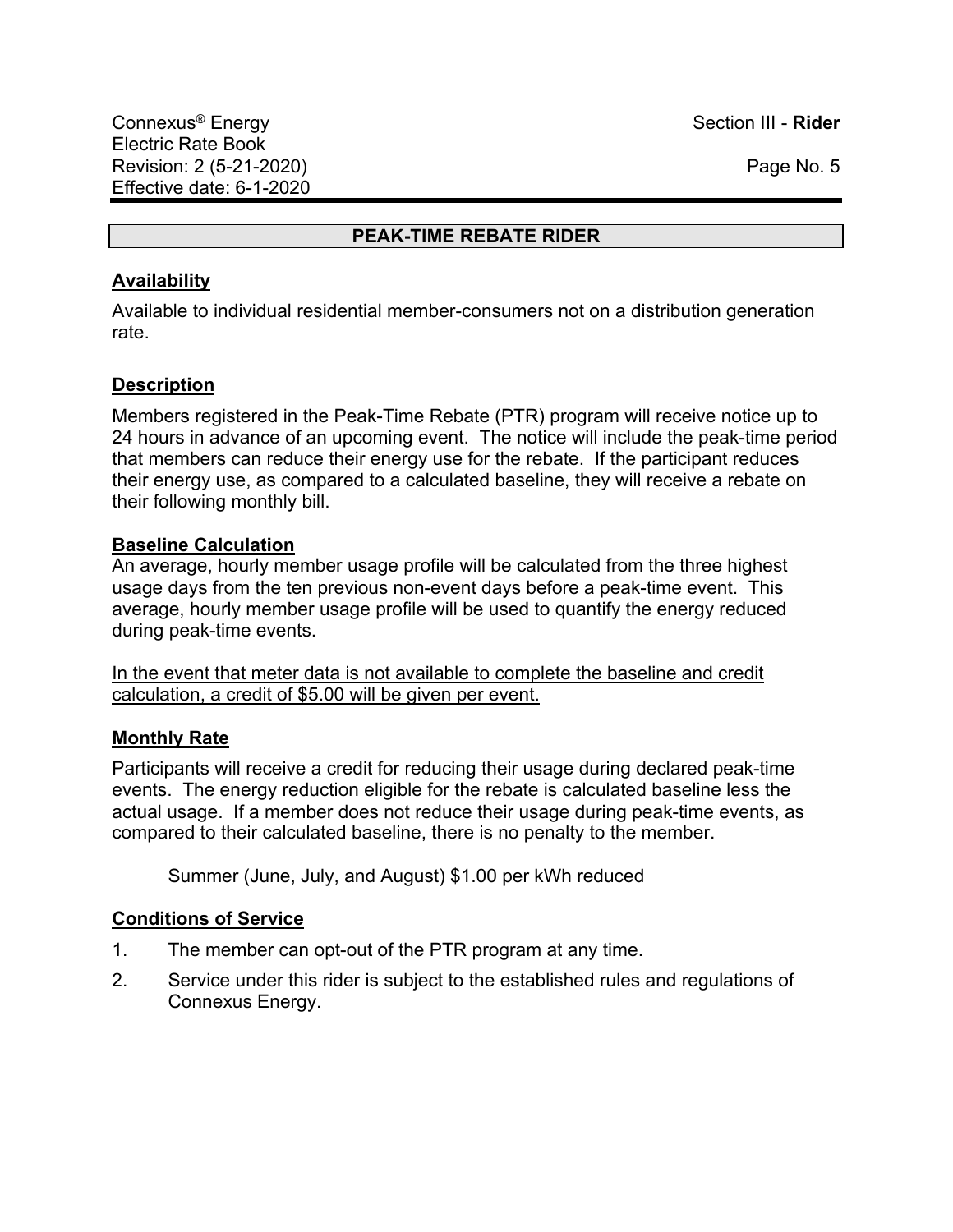Connexus® Energy
Electric Rate Book
Revision: 2 (5-21-2020)
Effective date: 6-1-2020

Section III - **Rider**

## PEAK-TIME REBATE RIDER

### Availability

Available to individual residential member-consumers not on a distribution generation rate.

### Description

Members registered in the Peak-Time Rebate (PTR) program will receive notice up to 24 hours in advance of an upcoming event. The notice will include the peak-time period that members can reduce their energy use for the rebate. If the participant reduces their energy use, as compared to a calculated baseline, they will receive a rebate on their following monthly bill.

### Baseline Calculation

An average, hourly member usage profile will be calculated from the three highest usage days from the ten previous non-event days before a peak-time event. This average, hourly member usage profile will be used to quantify the energy reduced during peak-time events.

<u>In the event that meter data is not available to complete the baseline and credit calculation, a credit of $5.00 will be given per event.</u>

### Monthly Rate

Participants will receive a credit for reducing their usage during declared peak-time events. The energy reduction eligible for the rebate is calculated baseline less the actual usage. If a member does not reduce their usage during peak-time events, as compared to their calculated baseline, there is no penalty to the member.

Summer (June, July, and August) $1.00 per kWh reduced

### Conditions of Service

1. The member can opt-out of the PTR program at any time.
2. Service under this rider is subject to the established rules and regulations of Connexus Energy.